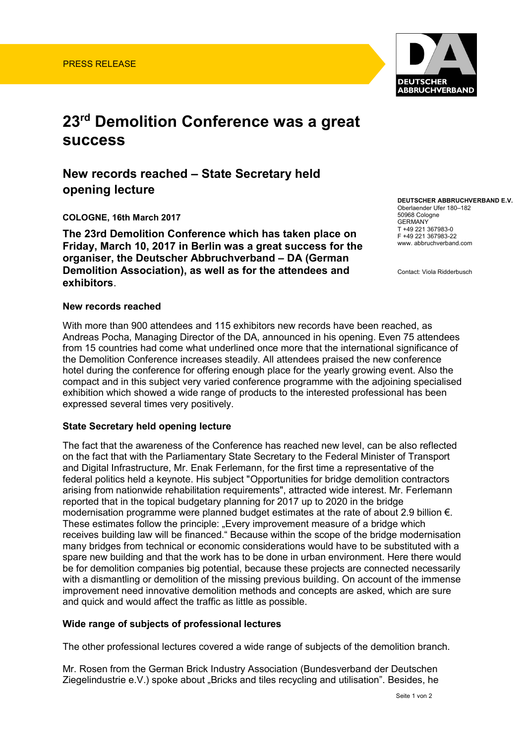PRESS RELEASE

# 23rd Demolition Conference was a great success

## New records reached – State Secretary held opening lecture

**DEUTSCHER ABBRUCHVERBAND E.V.**
Oberlaender Ufer 180–182
50968 Cologne
GERMANY
T +49 221 367983-0
F +49 221 367983-22
www. abbruchverband.com

Contact: Viola Ridderbusch

**COLOGNE, 16th March 2017**

**The 23rd Demolition Conference which has taken place on Friday, March 10, 2017 in Berlin was a great success for the organiser, the Deutscher Abbruchverband – DA (German Demolition Association), as well as for the attendees and exhibitors**.

### New records reached

With more than 900 attendees and 115 exhibitors new records have been reached, as Andreas Pocha, Managing Director of the DA, announced in his opening. Even 75 attendees from 15 countries had come what underlined once more that the international significance of the Demolition Conference increases steadily. All attendees praised the new conference hotel during the conference for offering enough place for the yearly growing event. Also the compact and in this subject very varied conference programme with the adjoining specialised exhibition which showed a wide range of products to the interested professional has been expressed several times very positively.

### State Secretary held opening lecture

The fact that the awareness of the Conference has reached new level, can be also reflected on the fact that with the Parliamentary State Secretary to the Federal Minister of Transport and Digital Infrastructure, Mr. Enak Ferlemann, for the first time a representative of the federal politics held a keynote. His subject "Opportunities for bridge demolition contractors arising from nationwide rehabilitation requirements", attracted wide interest. Mr. Ferlemann reported that in the topical budgetary planning for 2017 up to 2020 in the bridge modernisation programme were planned budget estimates at the rate of about 2.9 billion €. These estimates follow the principle: „Every improvement measure of a bridge which receives building law will be financed.“ Because within the scope of the bridge modernisation many bridges from technical or economic considerations would have to be substituted with a spare new building and that the work has to be done in urban environment. Here there would be for demolition companies big potential, because these projects are connected necessarily with a dismantling or demolition of the missing previous building. On account of the immense improvement need innovative demolition methods and concepts are asked, which are sure and quick and would affect the traffic as little as possible.

### Wide range of subjects of professional lectures

The other professional lectures covered a wide range of subjects of the demolition branch.

Mr. Rosen from the German Brick Industry Association (Bundesverband der Deutschen Ziegelindustrie e.V.) spoke about „Bricks and tiles recycling and utilisation”. Besides, he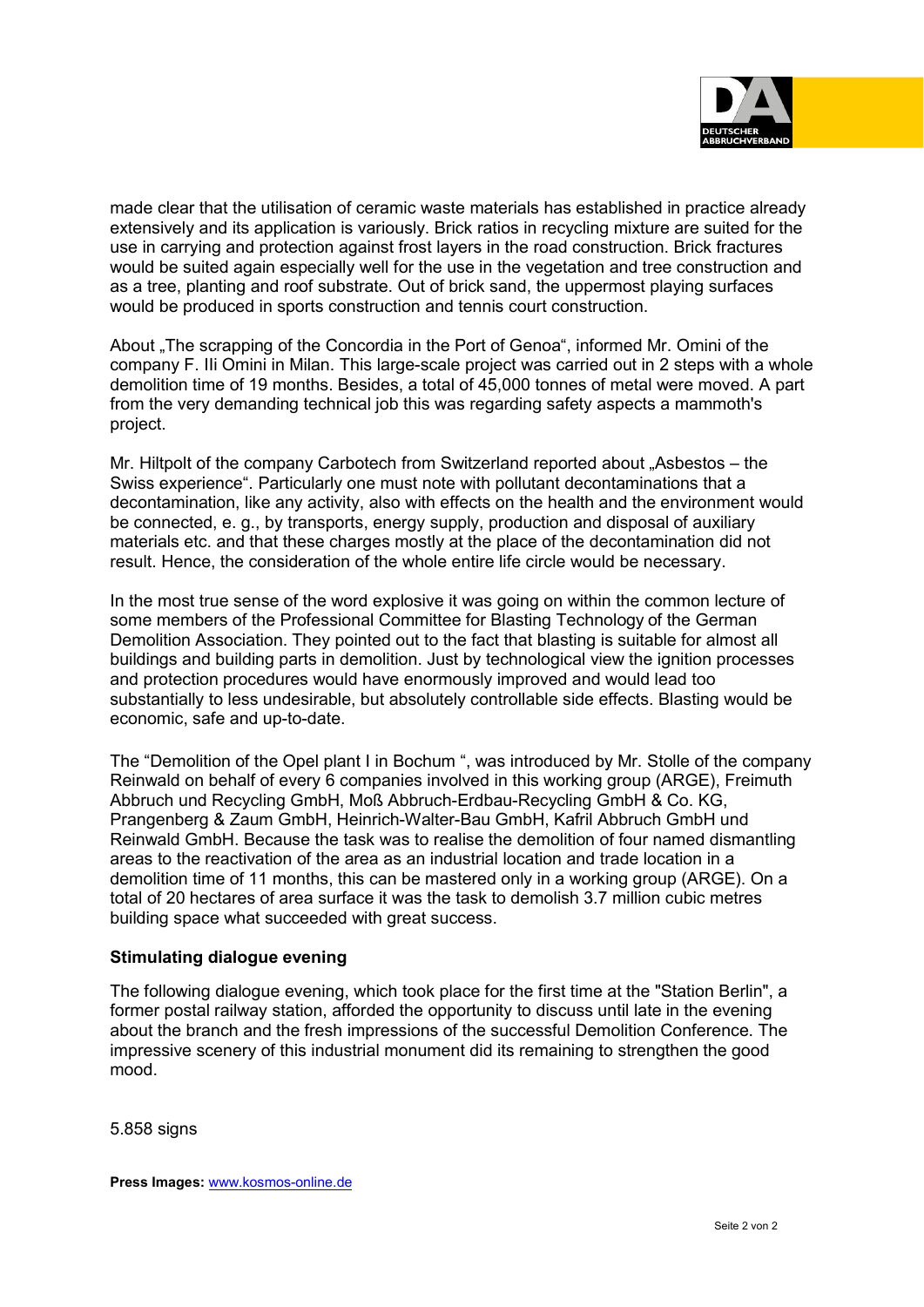made clear that the utilisation of ceramic waste materials has established in practice already extensively and its application is variously. Brick ratios in recycling mixture are suited for the use in carrying and protection against frost layers in the road construction. Brick fractures would be suited again especially well for the use in the vegetation and tree construction and as a tree, planting and roof substrate. Out of brick sand, the uppermost playing surfaces would be produced in sports construction and tennis court construction.

About „The scrapping of the Concordia in the Port of Genoa", informed Mr. Omini of the company F. Ili Omini in Milan. This large-scale project was carried out in 2 steps with a whole demolition time of 19 months. Besides, a total of 45,000 tonnes of metal were moved. A part from the very demanding technical job this was regarding safety aspects a mammoth's project.

Mr. Hiltpolt of the company Carbotech from Switzerland reported about „Asbestos – the Swiss experience". Particularly one must note with pollutant decontaminations that a decontamination, like any activity, also with effects on the health and the environment would be connected, e. g., by transports, energy supply, production and disposal of auxiliary materials etc. and that these charges mostly at the place of the decontamination did not result. Hence, the consideration of the whole entire life circle would be necessary.

In the most true sense of the word explosive it was going on within the common lecture of some members of the Professional Committee for Blasting Technology of the German Demolition Association. They pointed out to the fact that blasting is suitable for almost all buildings and building parts in demolition. Just by technological view the ignition processes and protection procedures would have enormously improved and would lead too substantially to less undesirable, but absolutely controllable side effects. Blasting would be economic, safe and up-to-date.

The "Demolition of the Opel plant I in Bochum ", was introduced by Mr. Stolle of the company Reinwald on behalf of every 6 companies involved in this working group (ARGE), Freimuth Abbruch und Recycling GmbH, Moß Abbruch-Erdbau-Recycling GmbH & Co. KG, Prangenberg & Zaum GmbH, Heinrich-Walter-Bau GmbH, Kafril Abbruch GmbH und Reinwald GmbH. Because the task was to realise the demolition of four named dismantling areas to the reactivation of the area as an industrial location and trade location in a demolition time of 11 months, this can be mastered only in a working group (ARGE). On a total of 20 hectares of area surface it was the task to demolish 3.7 million cubic metres building space what succeeded with great success.

**Stimulating dialogue evening**

The following dialogue evening, which took place for the first time at the "Station Berlin", a former postal railway station, afforded the opportunity to discuss until late in the evening about the branch and the fresh impressions of the successful Demolition Conference. The impressive scenery of this industrial monument did its remaining to strengthen the good mood.

5.858 signs

**Press Images:** www.kosmos-online.de